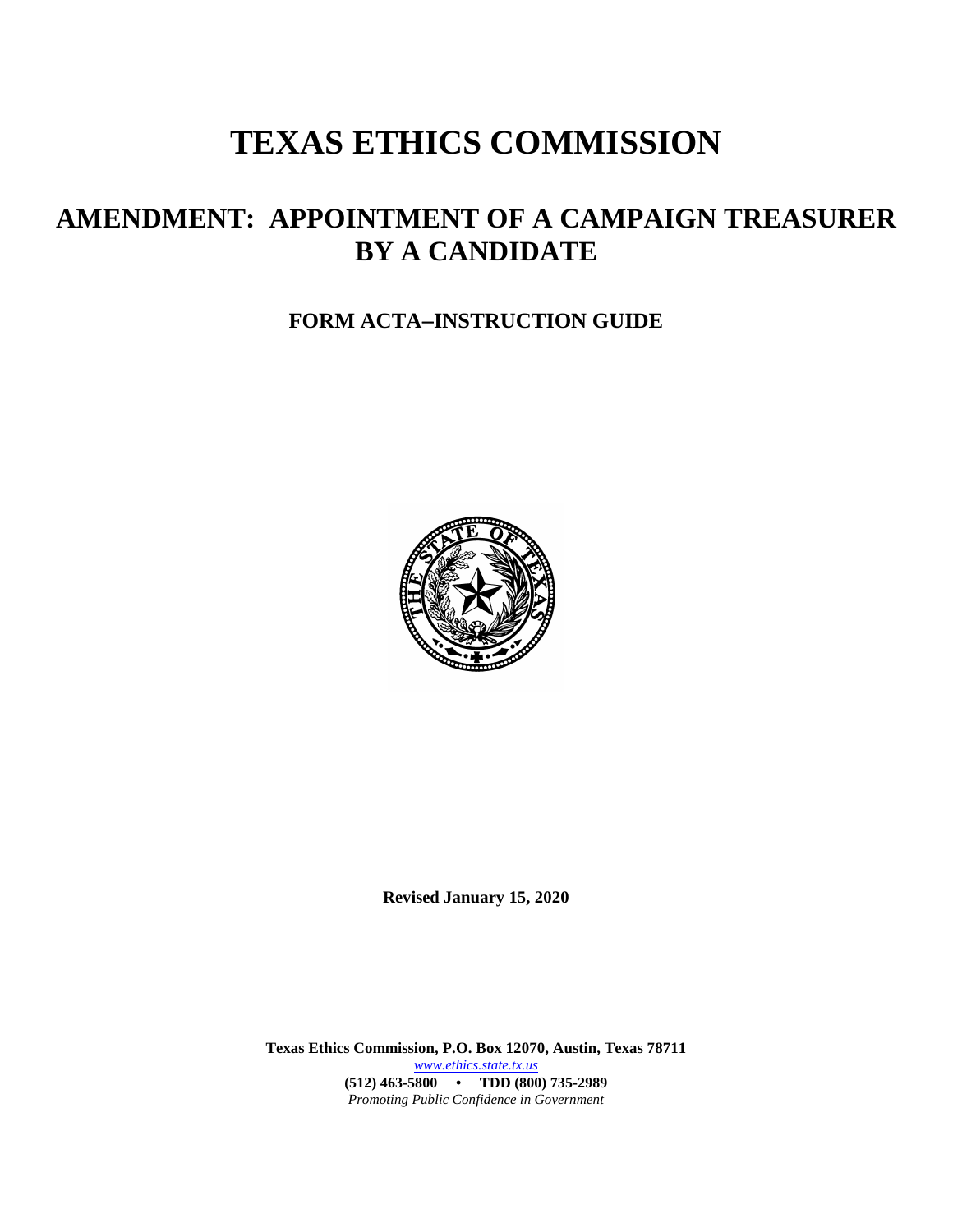# TEXAS ETHICS COMMISSION

## AMENDMENT: APPOINTMENT OF A CAMPAIGN TREASURER BY A CANDIDATE

### FORM ACTA–INSTRUCTION GUIDE

**Revised January 15, 2020**

**Texas Ethics Commission, P.O. Box 12070, Austin, Texas 78711**
*www.ethics.state.tx.us*
**(512) 463-5800 • TDD (800) 735-2989**
*Promoting Public Confidence in Government*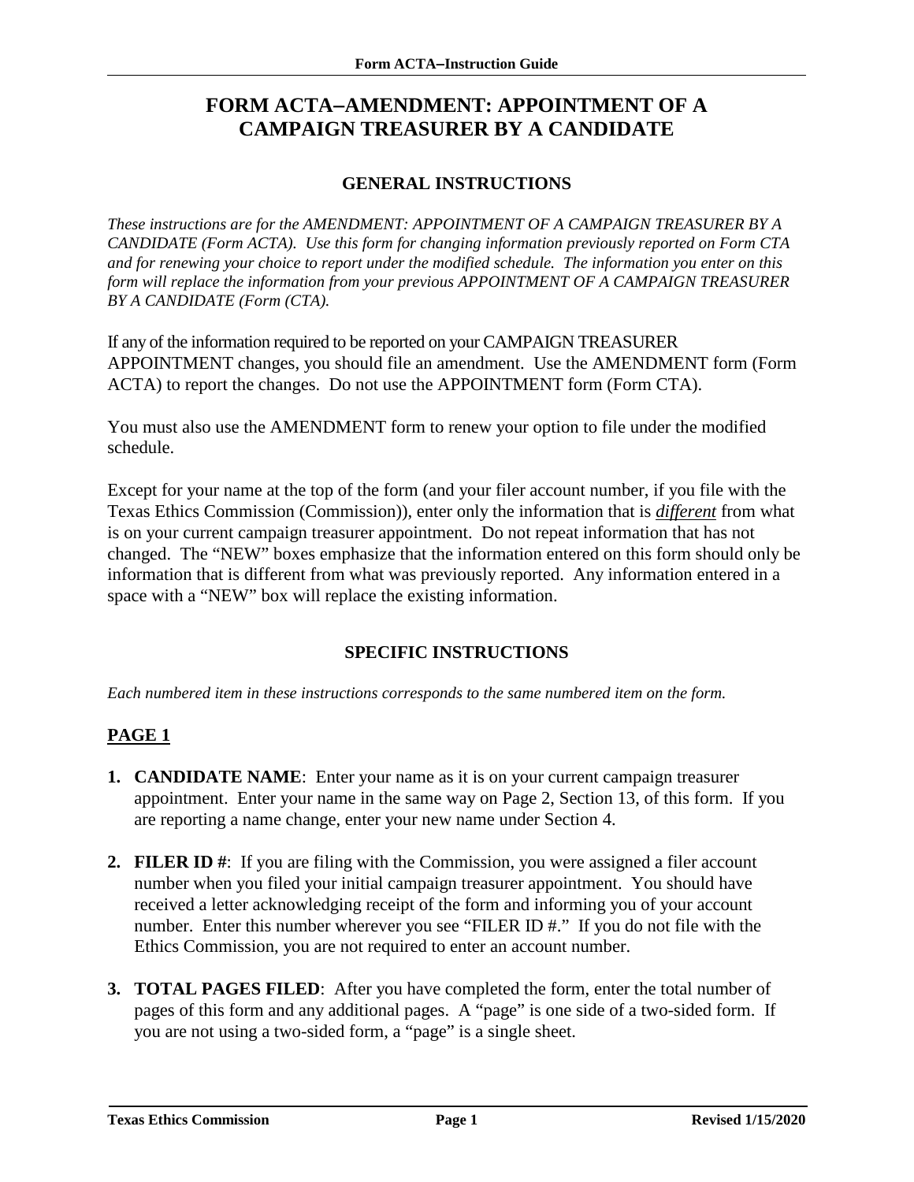# FORM ACTA–AMENDMENT: APPOINTMENT OF A CAMPAIGN TREASURER BY A CANDIDATE

## GENERAL INSTRUCTIONS

*These instructions are for the AMENDMENT: APPOINTMENT OF A CAMPAIGN TREASURER BY A CANDIDATE (Form ACTA). Use this form for changing information previously reported on Form CTA and for renewing your choice to report under the modified schedule. The information you enter on this form will replace the information from your previous APPOINTMENT OF A CAMPAIGN TREASURER BY A CANDIDATE (Form (CTA).*

If any of the information required to be reported on your CAMPAIGN TREASURER APPOINTMENT changes, you should file an amendment. Use the AMENDMENT form (Form ACTA) to report the changes. Do not use the APPOINTMENT form (Form CTA).

You must also use the AMENDMENT form to renew your option to file under the modified schedule.

Except for your name at the top of the form (and your filer account number, if you file with the Texas Ethics Commission (Commission)), enter only the information that is ***different*** from what is on your current campaign treasurer appointment. Do not repeat information that has not changed. The "NEW" boxes emphasize that the information entered on this form should only be information that is different from what was previously reported. Any information entered in a space with a "NEW" box will replace the existing information.

## SPECIFIC INSTRUCTIONS

*Each numbered item in these instructions corresponds to the same numbered item on the form.*

### PAGE 1

1. **CANDIDATE NAME**: Enter your name as it is on your current campaign treasurer appointment. Enter your name in the same way on Page 2, Section 13, of this form. If you are reporting a name change, enter your new name under Section 4.

2. **FILER ID #**: If you are filing with the Commission, you were assigned a filer account number when you filed your initial campaign treasurer appointment. You should have received a letter acknowledging receipt of the form and informing you of your account number. Enter this number wherever you see "FILER ID #." If you do not file with the Ethics Commission, you are not required to enter an account number.

3. **TOTAL PAGES FILED**: After you have completed the form, enter the total number of pages of this form and any additional pages. A "page" is one side of a two-sided form. If you are not using a two-sided form, a "page" is a single sheet.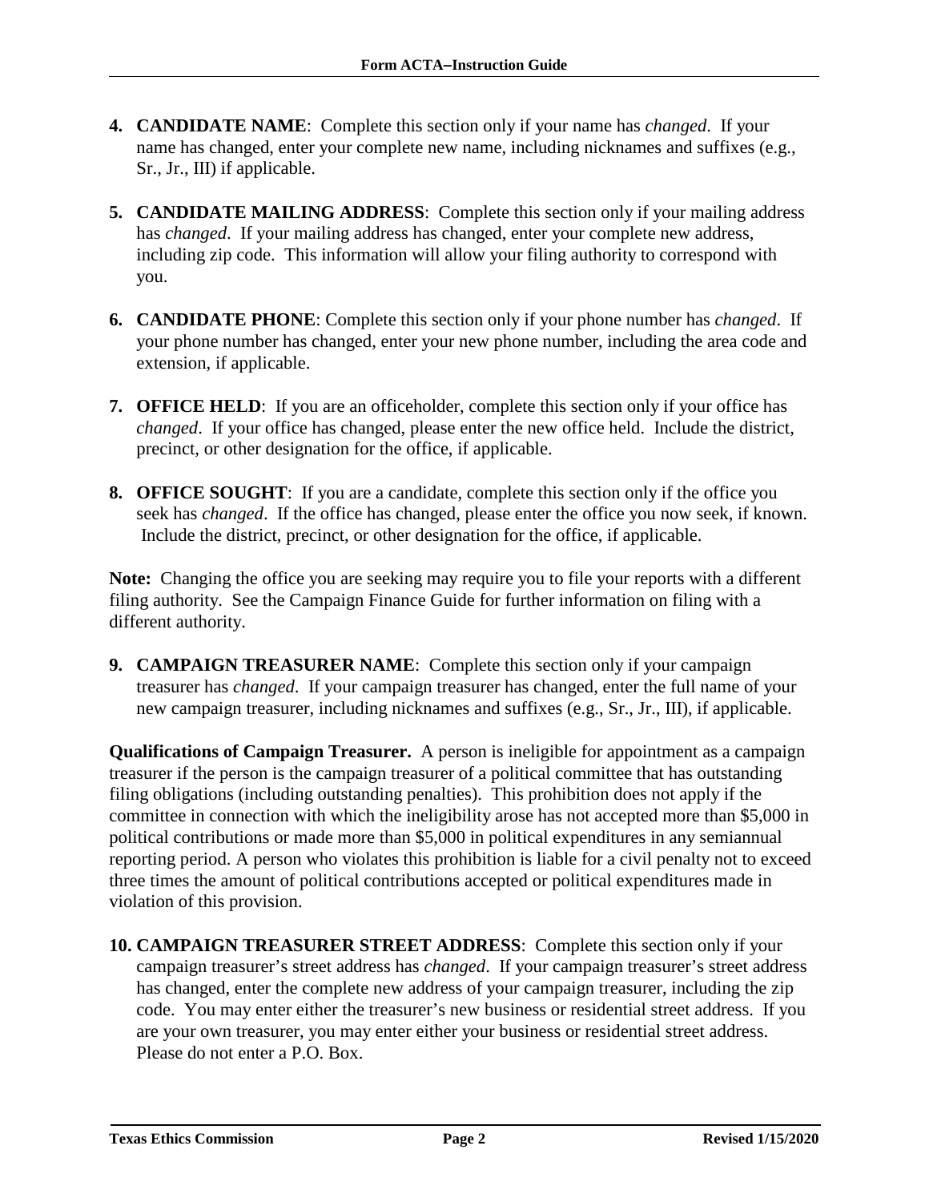4. **CANDIDATE NAME**: Complete this section only if your name has *changed*. If your name has changed, enter your complete new name, including nicknames and suffixes (e.g., Sr., Jr., III) if applicable.

5. **CANDIDATE MAILING ADDRESS**: Complete this section only if your mailing address has *changed*. If your mailing address has changed, enter your complete new address, including zip code. This information will allow your filing authority to correspond with you.

6. **CANDIDATE PHONE**: Complete this section only if your phone number has *changed*. If your phone number has changed, enter your new phone number, including the area code and extension, if applicable.

7. **OFFICE HELD**: If you are an officeholder, complete this section only if your office has *changed*. If your office has changed, please enter the new office held. Include the district, precinct, or other designation for the office, if applicable.

8. **OFFICE SOUGHT**: If you are a candidate, complete this section only if the office you seek has *changed*. If the office has changed, please enter the office you now seek, if known. Include the district, precinct, or other designation for the office, if applicable.

**Note:** Changing the office you are seeking may require you to file your reports with a different filing authority. See the Campaign Finance Guide for further information on filing with a different authority.

9. **CAMPAIGN TREASURER NAME**: Complete this section only if your campaign treasurer has *changed*. If your campaign treasurer has changed, enter the full name of your new campaign treasurer, including nicknames and suffixes (e.g., Sr., Jr., III), if applicable.

**Qualifications of Campaign Treasurer.** A person is ineligible for appointment as a campaign treasurer if the person is the campaign treasurer of a political committee that has outstanding filing obligations (including outstanding penalties). This prohibition does not apply if the committee in connection with which the ineligibility arose has not accepted more than $5,000 in political contributions or made more than $5,000 in political expenditures in any semiannual reporting period. A person who violates this prohibition is liable for a civil penalty not to exceed three times the amount of political contributions accepted or political expenditures made in violation of this provision.

10. **CAMPAIGN TREASURER STREET ADDRESS**: Complete this section only if your campaign treasurer's street address has *changed*. If your campaign treasurer's street address has changed, enter the complete new address of your campaign treasurer, including the zip code. You may enter either the treasurer's new business or residential street address. If you are your own treasurer, you may enter either your business or residential street address. Please do not enter a P.O. Box.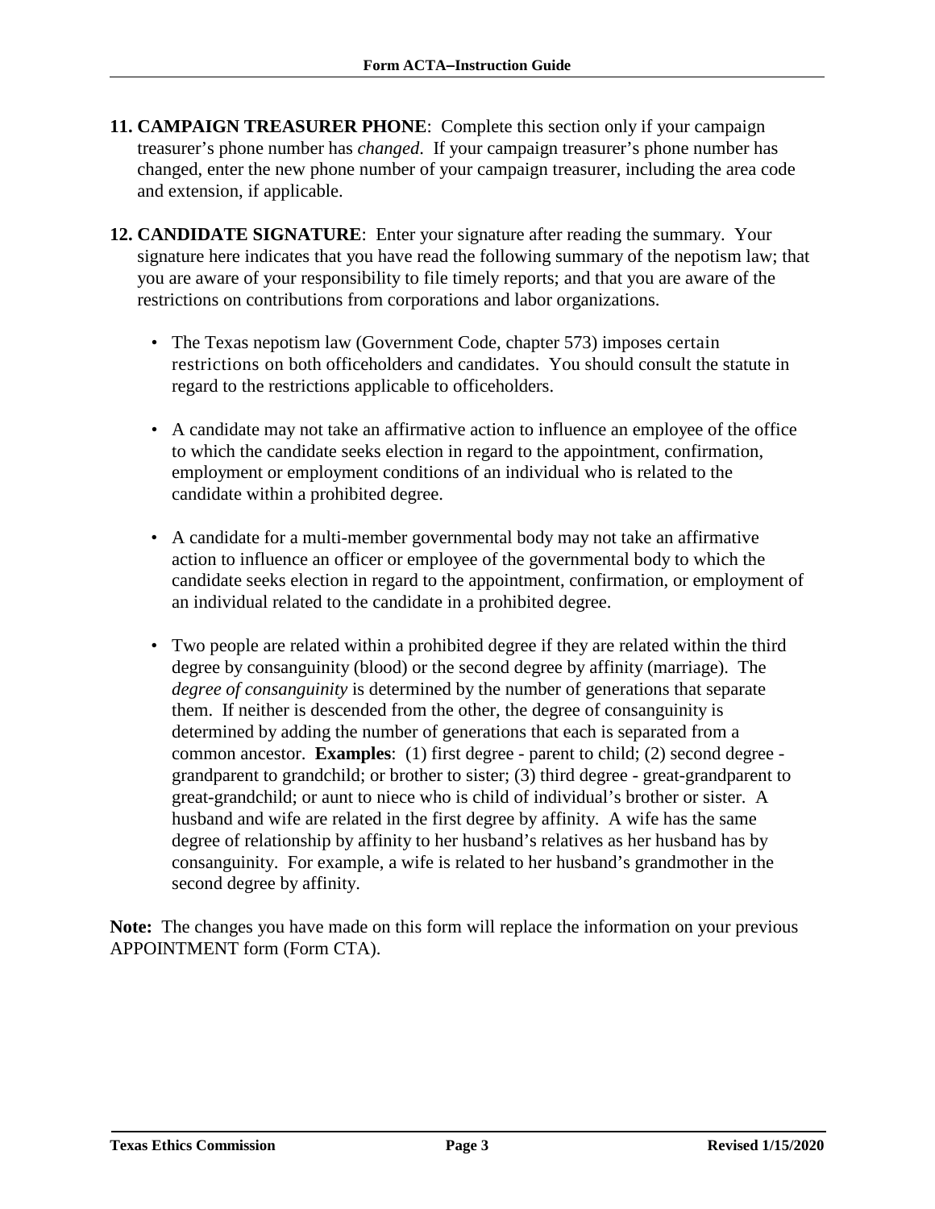**11. CAMPAIGN TREASURER PHONE**: Complete this section only if your campaign treasurer's phone number has *changed*. If your campaign treasurer's phone number has changed, enter the new phone number of your campaign treasurer, including the area code and extension, if applicable.

**12. CANDIDATE SIGNATURE**: Enter your signature after reading the summary. Your signature here indicates that you have read the following summary of the nepotism law; that you are aware of your responsibility to file timely reports; and that you are aware of the restrictions on contributions from corporations and labor organizations.

- The Texas nepotism law (Government Code, chapter 573) imposes certain restrictions on both officeholders and candidates. You should consult the statute in regard to the restrictions applicable to officeholders.

- A candidate may not take an affirmative action to influence an employee of the office to which the candidate seeks election in regard to the appointment, confirmation, employment or employment conditions of an individual who is related to the candidate within a prohibited degree.

- A candidate for a multi-member governmental body may not take an affirmative action to influence an officer or employee of the governmental body to which the candidate seeks election in regard to the appointment, confirmation, or employment of an individual related to the candidate in a prohibited degree.

- Two people are related within a prohibited degree if they are related within the third degree by consanguinity (blood) or the second degree by affinity (marriage). The *degree of consanguinity* is determined by the number of generations that separate them. If neither is descended from the other, the degree of consanguinity is determined by adding the number of generations that each is separated from a common ancestor. **Examples**: (1) first degree - parent to child; (2) second degree - grandparent to grandchild; or brother to sister; (3) third degree - great-grandparent to great-grandchild; or aunt to niece who is child of individual's brother or sister. A husband and wife are related in the first degree by affinity. A wife has the same degree of relationship by affinity to her husband's relatives as her husband has by consanguinity. For example, a wife is related to her husband's grandmother in the second degree by affinity.

**Note:** The changes you have made on this form will replace the information on your previous APPOINTMENT form (Form CTA).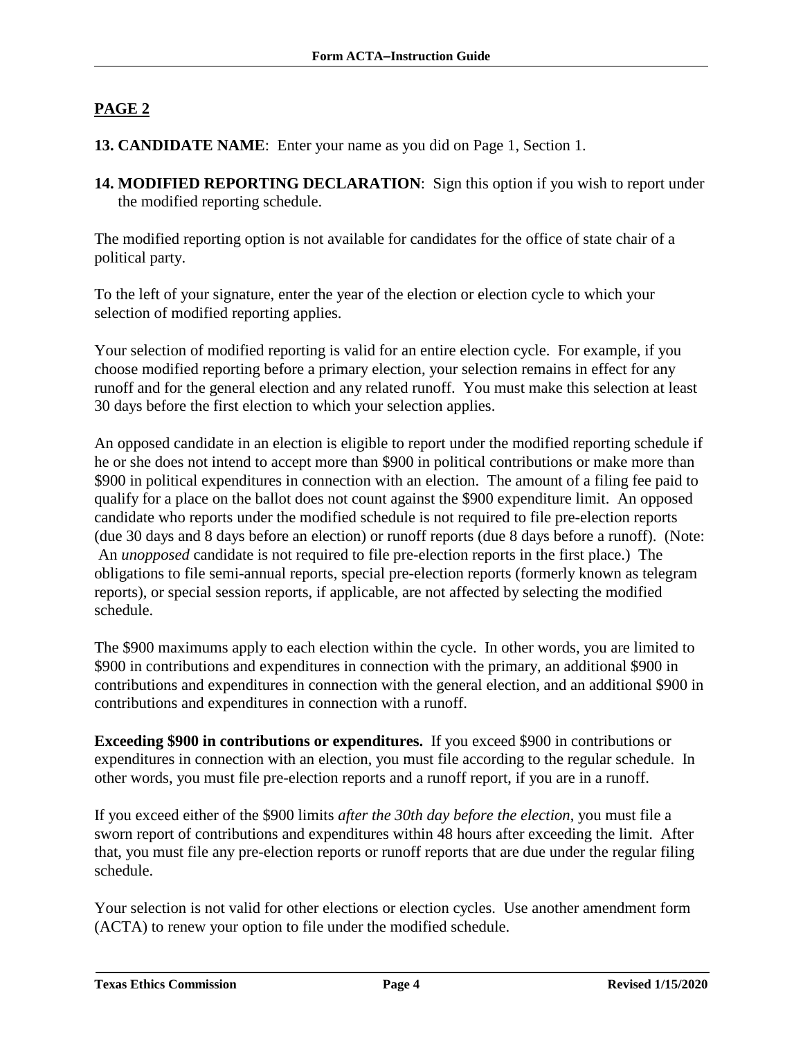## PAGE 2

**13. CANDIDATE NAME**: Enter your name as you did on Page 1, Section 1.

**14. MODIFIED REPORTING DECLARATION**: Sign this option if you wish to report under the modified reporting schedule.

The modified reporting option is not available for candidates for the office of state chair of a political party.

To the left of your signature, enter the year of the election or election cycle to which your selection of modified reporting applies.

Your selection of modified reporting is valid for an entire election cycle. For example, if you choose modified reporting before a primary election, your selection remains in effect for any runoff and for the general election and any related runoff. You must make this selection at least 30 days before the first election to which your selection applies.

An opposed candidate in an election is eligible to report under the modified reporting schedule if he or she does not intend to accept more than $900 in political contributions or make more than $900 in political expenditures in connection with an election. The amount of a filing fee paid to qualify for a place on the ballot does not count against the $900 expenditure limit. An opposed candidate who reports under the modified schedule is not required to file pre-election reports (due 30 days and 8 days before an election) or runoff reports (due 8 days before a runoff). (Note: An *unopposed* candidate is not required to file pre-election reports in the first place.) The obligations to file semi-annual reports, special pre-election reports (formerly known as telegram reports), or special session reports, if applicable, are not affected by selecting the modified schedule.

The $900 maximums apply to each election within the cycle. In other words, you are limited to $900 in contributions and expenditures in connection with the primary, an additional $900 in contributions and expenditures in connection with the general election, and an additional $900 in contributions and expenditures in connection with a runoff.

**Exceeding $900 in contributions or expenditures.** If you exceed $900 in contributions or expenditures in connection with an election, you must file according to the regular schedule. In other words, you must file pre-election reports and a runoff report, if you are in a runoff.

If you exceed either of the $900 limits *after the 30th day before the election*, you must file a sworn report of contributions and expenditures within 48 hours after exceeding the limit. After that, you must file any pre-election reports or runoff reports that are due under the regular filing schedule.

Your selection is not valid for other elections or election cycles. Use another amendment form (ACTA) to renew your option to file under the modified schedule.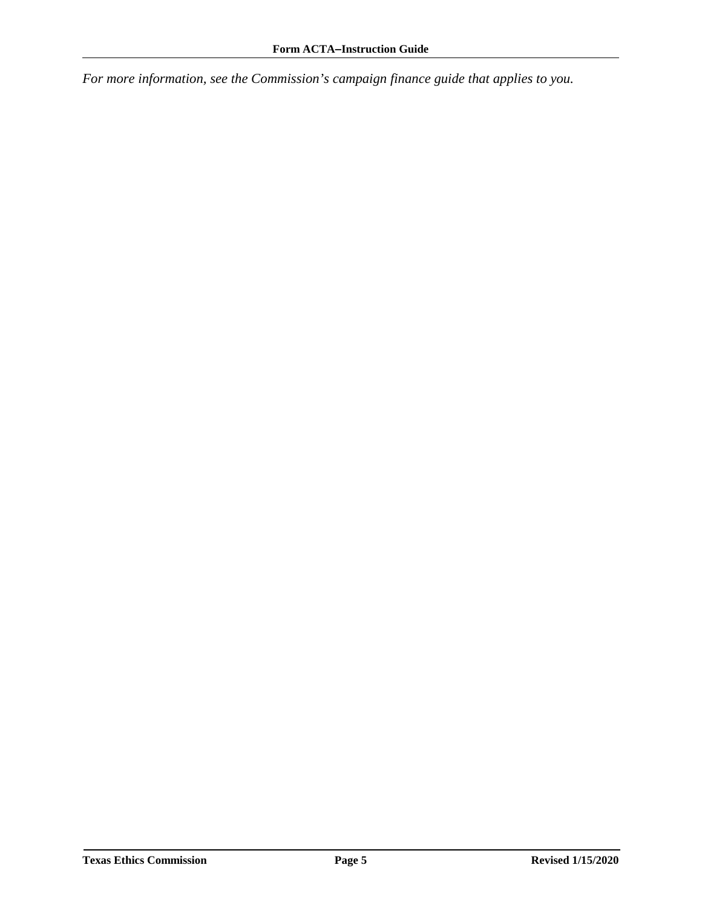*For more information, see the Commission's campaign finance guide that applies to you.*